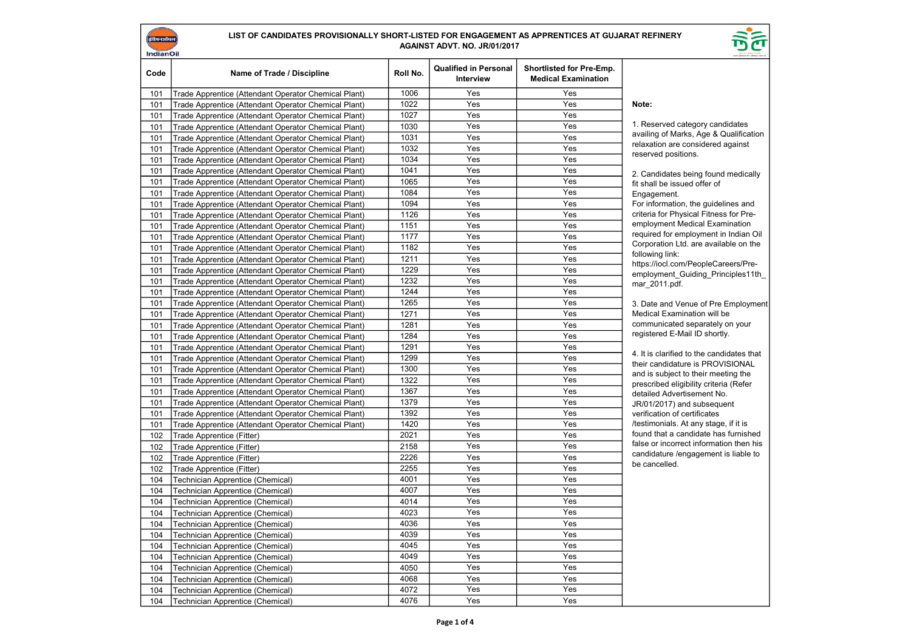# LIST OF CANDIDATES PROVISIONALLY SHORT-LISTED FOR ENGAGEMENT AS APPRENTICES AT GUJARAT REFINERY AGAINST ADVT. NO. JR/01/2017

| Code | Name of Trade / Discipline | Roll No. | Qualified in Personal Interview | Shortlisted for Pre-Emp. Medical Examination |
|---|---|---|---|---|
| 101 | Trade Apprentice (Attendant Operator Chemical Plant) | 1006 | Yes | Yes |
| 101 | Trade Apprentice (Attendant Operator Chemical Plant) | 1022 | Yes | Yes |
| 101 | Trade Apprentice (Attendant Operator Chemical Plant) | 1027 | Yes | Yes |
| 101 | Trade Apprentice (Attendant Operator Chemical Plant) | 1030 | Yes | Yes |
| 101 | Trade Apprentice (Attendant Operator Chemical Plant) | 1031 | Yes | Yes |
| 101 | Trade Apprentice (Attendant Operator Chemical Plant) | 1032 | Yes | Yes |
| 101 | Trade Apprentice (Attendant Operator Chemical Plant) | 1034 | Yes | Yes |
| 101 | Trade Apprentice (Attendant Operator Chemical Plant) | 1041 | Yes | Yes |
| 101 | Trade Apprentice (Attendant Operator Chemical Plant) | 1065 | Yes | Yes |
| 101 | Trade Apprentice (Attendant Operator Chemical Plant) | 1084 | Yes | Yes |
| 101 | Trade Apprentice (Attendant Operator Chemical Plant) | 1094 | Yes | Yes |
| 101 | Trade Apprentice (Attendant Operator Chemical Plant) | 1126 | Yes | Yes |
| 101 | Trade Apprentice (Attendant Operator Chemical Plant) | 1151 | Yes | Yes |
| 101 | Trade Apprentice (Attendant Operator Chemical Plant) | 1177 | Yes | Yes |
| 101 | Trade Apprentice (Attendant Operator Chemical Plant) | 1182 | Yes | Yes |
| 101 | Trade Apprentice (Attendant Operator Chemical Plant) | 1211 | Yes | Yes |
| 101 | Trade Apprentice (Attendant Operator Chemical Plant) | 1229 | Yes | Yes |
| 101 | Trade Apprentice (Attendant Operator Chemical Plant) | 1232 | Yes | Yes |
| 101 | Trade Apprentice (Attendant Operator Chemical Plant) | 1244 | Yes | Yes |
| 101 | Trade Apprentice (Attendant Operator Chemical Plant) | 1265 | Yes | Yes |
| 101 | Trade Apprentice (Attendant Operator Chemical Plant) | 1271 | Yes | Yes |
| 101 | Trade Apprentice (Attendant Operator Chemical Plant) | 1281 | Yes | Yes |
| 101 | Trade Apprentice (Attendant Operator Chemical Plant) | 1284 | Yes | Yes |
| 101 | Trade Apprentice (Attendant Operator Chemical Plant) | 1291 | Yes | Yes |
| 101 | Trade Apprentice (Attendant Operator Chemical Plant) | 1299 | Yes | Yes |
| 101 | Trade Apprentice (Attendant Operator Chemical Plant) | 1300 | Yes | Yes |
| 101 | Trade Apprentice (Attendant Operator Chemical Plant) | 1322 | Yes | Yes |
| 101 | Trade Apprentice (Attendant Operator Chemical Plant) | 1367 | Yes | Yes |
| 101 | Trade Apprentice (Attendant Operator Chemical Plant) | 1379 | Yes | Yes |
| 101 | Trade Apprentice (Attendant Operator Chemical Plant) | 1392 | Yes | Yes |
| 101 | Trade Apprentice (Attendant Operator Chemical Plant) | 1420 | Yes | Yes |
| 102 | Trade Apprentice (Fitter) | 2021 | Yes | Yes |
| 102 | Trade Apprentice (Fitter) | 2158 | Yes | Yes |
| 102 | Trade Apprentice (Fitter) | 2226 | Yes | Yes |
| 102 | Trade Apprentice (Fitter) | 2255 | Yes | Yes |
| 104 | Technician Apprentice (Chemical) | 4001 | Yes | Yes |
| 104 | Technician Apprentice (Chemical) | 4007 | Yes | Yes |
| 104 | Technician Apprentice (Chemical) | 4014 | Yes | Yes |
| 104 | Technician Apprentice (Chemical) | 4023 | Yes | Yes |
| 104 | Technician Apprentice (Chemical) | 4036 | Yes | Yes |
| 104 | Technician Apprentice (Chemical) | 4039 | Yes | Yes |
| 104 | Technician Apprentice (Chemical) | 4045 | Yes | Yes |
| 104 | Technician Apprentice (Chemical) | 4049 | Yes | Yes |
| 104 | Technician Apprentice (Chemical) | 4050 | Yes | Yes |
| 104 | Technician Apprentice (Chemical) | 4068 | Yes | Yes |
| 104 | Technician Apprentice (Chemical) | 4072 | Yes | Yes |
| 104 | Technician Apprentice (Chemical) | 4076 | Yes | Yes |

**Note:**

1. Reserved category candidates availing of Marks, Age & Qualification relaxation are considered against reserved positions.

2. Candidates being found medically fit shall be issued offer of Engagement.
For information, the guidelines and criteria for Physical Fitness for Pre-employment Medical Examination required for employment in Indian Oil Corporation Ltd. are available on the following link:
https://iocl.com/PeopleCareers/Pre-employment_Guiding_Principles11th_mar_2011.pdf.

3. Date and Venue of Pre Employment Medical Examination will be communicated separately on your registered E-Mail ID shortly.

4. It is clarified to the candidates that their candidature is PROVISIONAL and is subject to their meeting the prescribed eligibility criteria (Refer detailed Advertisement No. JR/01/2017) and subsequent verification of certificates /testimonials. At any stage, if it is found that a candidate has furnished false or incorrect information then his candidature /engagement is liable to be cancelled.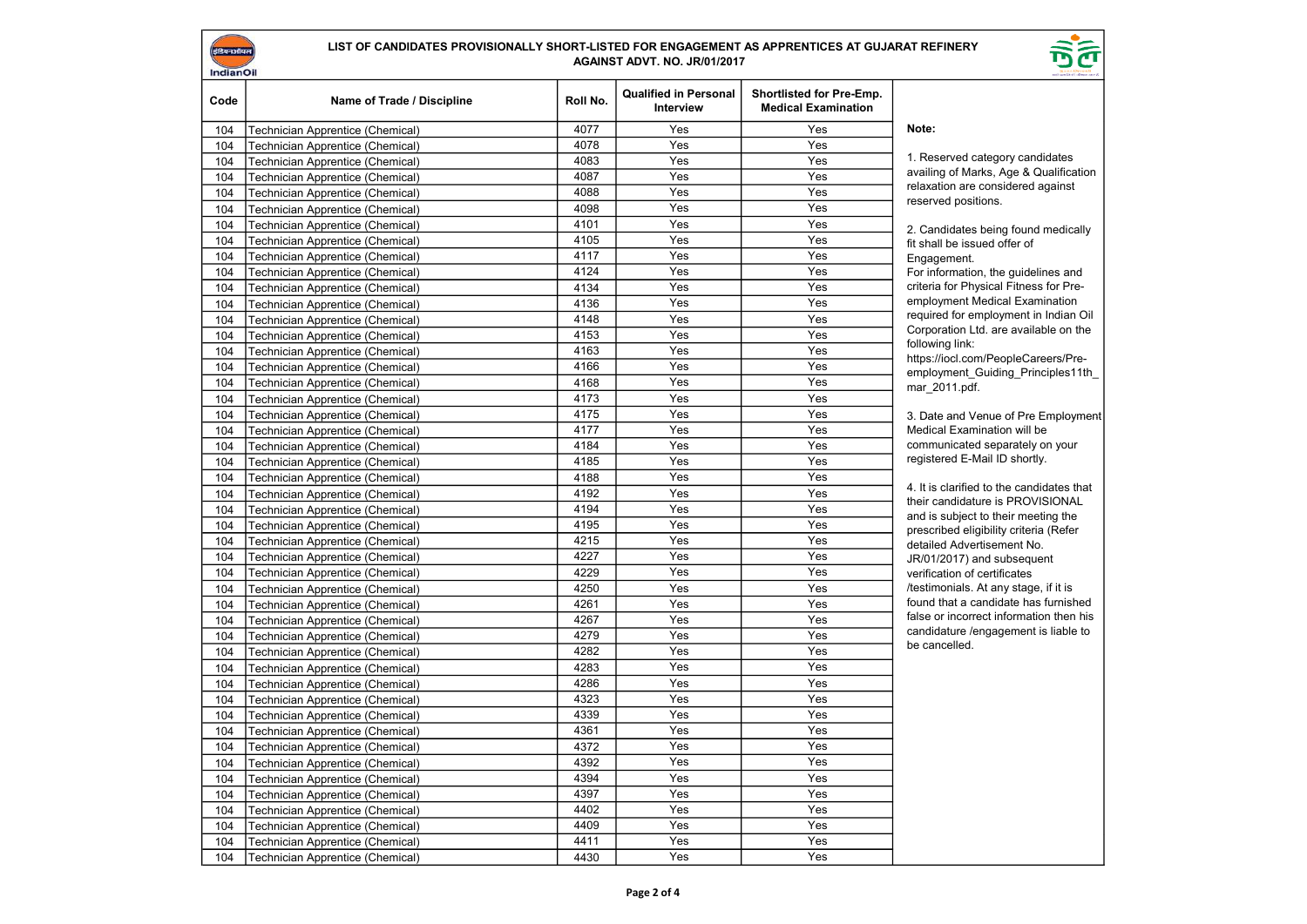## LIST OF CANDIDATES PROVISIONALLY SHORT-LISTED FOR ENGAGEMENT AS APPRENTICES AT GUJARAT REFINERY AGAINST ADVT. NO. JR/01/2017

| Code | Name of Trade / Discipline | Roll No. | Qualified in Personal Interview | Shortlisted for Pre-Emp. Medical Examination |
|---|---|---|---|---|
| 104 | Technician Apprentice (Chemical) | 4077 | Yes | Yes |
| 104 | Technician Apprentice (Chemical) | 4078 | Yes | Yes |
| 104 | Technician Apprentice (Chemical) | 4083 | Yes | Yes |
| 104 | Technician Apprentice (Chemical) | 4087 | Yes | Yes |
| 104 | Technician Apprentice (Chemical) | 4088 | Yes | Yes |
| 104 | Technician Apprentice (Chemical) | 4098 | Yes | Yes |
| 104 | Technician Apprentice (Chemical) | 4101 | Yes | Yes |
| 104 | Technician Apprentice (Chemical) | 4105 | Yes | Yes |
| 104 | Technician Apprentice (Chemical) | 4117 | Yes | Yes |
| 104 | Technician Apprentice (Chemical) | 4124 | Yes | Yes |
| 104 | Technician Apprentice (Chemical) | 4134 | Yes | Yes |
| 104 | Technician Apprentice (Chemical) | 4136 | Yes | Yes |
| 104 | Technician Apprentice (Chemical) | 4148 | Yes | Yes |
| 104 | Technician Apprentice (Chemical) | 4153 | Yes | Yes |
| 104 | Technician Apprentice (Chemical) | 4163 | Yes | Yes |
| 104 | Technician Apprentice (Chemical) | 4166 | Yes | Yes |
| 104 | Technician Apprentice (Chemical) | 4168 | Yes | Yes |
| 104 | Technician Apprentice (Chemical) | 4173 | Yes | Yes |
| 104 | Technician Apprentice (Chemical) | 4175 | Yes | Yes |
| 104 | Technician Apprentice (Chemical) | 4177 | Yes | Yes |
| 104 | Technician Apprentice (Chemical) | 4184 | Yes | Yes |
| 104 | Technician Apprentice (Chemical) | 4185 | Yes | Yes |
| 104 | Technician Apprentice (Chemical) | 4188 | Yes | Yes |
| 104 | Technician Apprentice (Chemical) | 4192 | Yes | Yes |
| 104 | Technician Apprentice (Chemical) | 4194 | Yes | Yes |
| 104 | Technician Apprentice (Chemical) | 4195 | Yes | Yes |
| 104 | Technician Apprentice (Chemical) | 4215 | Yes | Yes |
| 104 | Technician Apprentice (Chemical) | 4227 | Yes | Yes |
| 104 | Technician Apprentice (Chemical) | 4229 | Yes | Yes |
| 104 | Technician Apprentice (Chemical) | 4250 | Yes | Yes |
| 104 | Technician Apprentice (Chemical) | 4261 | Yes | Yes |
| 104 | Technician Apprentice (Chemical) | 4267 | Yes | Yes |
| 104 | Technician Apprentice (Chemical) | 4279 | Yes | Yes |
| 104 | Technician Apprentice (Chemical) | 4282 | Yes | Yes |
| 104 | Technician Apprentice (Chemical) | 4283 | Yes | Yes |
| 104 | Technician Apprentice (Chemical) | 4286 | Yes | Yes |
| 104 | Technician Apprentice (Chemical) | 4323 | Yes | Yes |
| 104 | Technician Apprentice (Chemical) | 4339 | Yes | Yes |
| 104 | Technician Apprentice (Chemical) | 4361 | Yes | Yes |
| 104 | Technician Apprentice (Chemical) | 4372 | Yes | Yes |
| 104 | Technician Apprentice (Chemical) | 4392 | Yes | Yes |
| 104 | Technician Apprentice (Chemical) | 4394 | Yes | Yes |
| 104 | Technician Apprentice (Chemical) | 4397 | Yes | Yes |
| 104 | Technician Apprentice (Chemical) | 4402 | Yes | Yes |
| 104 | Technician Apprentice (Chemical) | 4409 | Yes | Yes |
| 104 | Technician Apprentice (Chemical) | 4411 | Yes | Yes |
| 104 | Technician Apprentice (Chemical) | 4430 | Yes | Yes |

**Note:**

1. Reserved category candidates availing of Marks, Age & Qualification relaxation are considered against reserved positions.

2. Candidates being found medically fit shall be issued offer of Engagement.
For information, the guidelines and criteria for Physical Fitness for Pre-employment Medical Examination required for employment in Indian Oil Corporation Ltd. are available on the following link:
https://iocl.com/PeopleCareers/Pre-employment_Guiding_Principles11th_mar_2011.pdf.

3. Date and Venue of Pre Employment Medical Examination will be communicated separately on your registered E-Mail ID shortly.

4. It is clarified to the candidates that their candidature is PROVISIONAL and is subject to their meeting the prescribed eligibility criteria (Refer detailed Advertisement No. JR/01/2017) and subsequent verification of certificates /testimonials. At any stage, if it is found that a candidate has furnished false or incorrect information then his candidature /engagement is liable to be cancelled.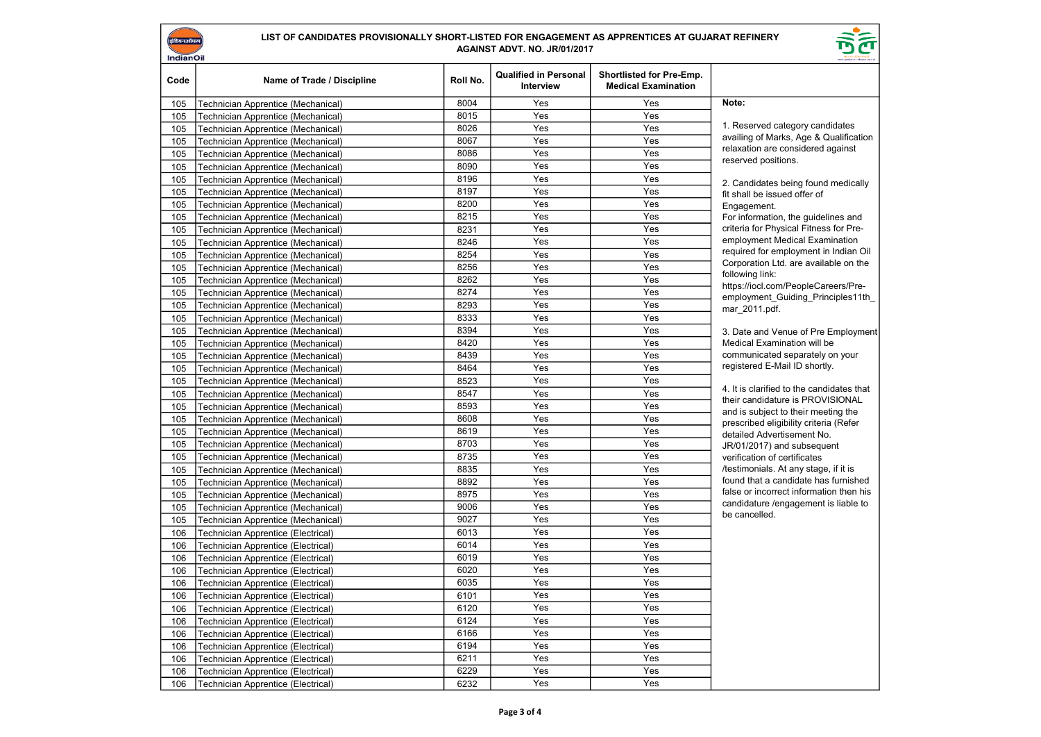# LIST OF CANDIDATES PROVISIONALLY SHORT-LISTED FOR ENGAGEMENT AS APPRENTICES AT GUJARAT REFINERY AGAINST ADVT. NO. JR/01/2017

| Code | Name of Trade / Discipline | Roll No. | Qualified in Personal Interview | Shortlisted for Pre-Emp. Medical Examination |
|---|---|---|---|---|
| 105 | Technician Apprentice (Mechanical) | 8004 | Yes | Yes |
| 105 | Technician Apprentice (Mechanical) | 8015 | Yes | Yes |
| 105 | Technician Apprentice (Mechanical) | 8026 | Yes | Yes |
| 105 | Technician Apprentice (Mechanical) | 8067 | Yes | Yes |
| 105 | Technician Apprentice (Mechanical) | 8086 | Yes | Yes |
| 105 | Technician Apprentice (Mechanical) | 8090 | Yes | Yes |
| 105 | Technician Apprentice (Mechanical) | 8196 | Yes | Yes |
| 105 | Technician Apprentice (Mechanical) | 8197 | Yes | Yes |
| 105 | Technician Apprentice (Mechanical) | 8200 | Yes | Yes |
| 105 | Technician Apprentice (Mechanical) | 8215 | Yes | Yes |
| 105 | Technician Apprentice (Mechanical) | 8231 | Yes | Yes |
| 105 | Technician Apprentice (Mechanical) | 8246 | Yes | Yes |
| 105 | Technician Apprentice (Mechanical) | 8254 | Yes | Yes |
| 105 | Technician Apprentice (Mechanical) | 8256 | Yes | Yes |
| 105 | Technician Apprentice (Mechanical) | 8262 | Yes | Yes |
| 105 | Technician Apprentice (Mechanical) | 8274 | Yes | Yes |
| 105 | Technician Apprentice (Mechanical) | 8293 | Yes | Yes |
| 105 | Technician Apprentice (Mechanical) | 8333 | Yes | Yes |
| 105 | Technician Apprentice (Mechanical) | 8394 | Yes | Yes |
| 105 | Technician Apprentice (Mechanical) | 8420 | Yes | Yes |
| 105 | Technician Apprentice (Mechanical) | 8439 | Yes | Yes |
| 105 | Technician Apprentice (Mechanical) | 8464 | Yes | Yes |
| 105 | Technician Apprentice (Mechanical) | 8523 | Yes | Yes |
| 105 | Technician Apprentice (Mechanical) | 8547 | Yes | Yes |
| 105 | Technician Apprentice (Mechanical) | 8593 | Yes | Yes |
| 105 | Technician Apprentice (Mechanical) | 8608 | Yes | Yes |
| 105 | Technician Apprentice (Mechanical) | 8619 | Yes | Yes |
| 105 | Technician Apprentice (Mechanical) | 8703 | Yes | Yes |
| 105 | Technician Apprentice (Mechanical) | 8735 | Yes | Yes |
| 105 | Technician Apprentice (Mechanical) | 8835 | Yes | Yes |
| 105 | Technician Apprentice (Mechanical) | 8892 | Yes | Yes |
| 105 | Technician Apprentice (Mechanical) | 8975 | Yes | Yes |
| 105 | Technician Apprentice (Mechanical) | 9006 | Yes | Yes |
| 105 | Technician Apprentice (Mechanical) | 9027 | Yes | Yes |
| 106 | Technician Apprentice (Electrical) | 6013 | Yes | Yes |
| 106 | Technician Apprentice (Electrical) | 6014 | Yes | Yes |
| 106 | Technician Apprentice (Electrical) | 6019 | Yes | Yes |
| 106 | Technician Apprentice (Electrical) | 6020 | Yes | Yes |
| 106 | Technician Apprentice (Electrical) | 6035 | Yes | Yes |
| 106 | Technician Apprentice (Electrical) | 6101 | Yes | Yes |
| 106 | Technician Apprentice (Electrical) | 6120 | Yes | Yes |
| 106 | Technician Apprentice (Electrical) | 6124 | Yes | Yes |
| 106 | Technician Apprentice (Electrical) | 6166 | Yes | Yes |
| 106 | Technician Apprentice (Electrical) | 6194 | Yes | Yes |
| 106 | Technician Apprentice (Electrical) | 6211 | Yes | Yes |
| 106 | Technician Apprentice (Electrical) | 6229 | Yes | Yes |
| 106 | Technician Apprentice (Electrical) | 6232 | Yes | Yes |

**Note:**

1. Reserved category candidates availing of Marks, Age & Qualification relaxation are considered against reserved positions.

2. Candidates being found medically fit shall be issued offer of Engagement.
For information, the guidelines and criteria for Physical Fitness for Pre-employment Medical Examination required for employment in Indian Oil Corporation Ltd. are available on the following link:
https://iocl.com/PeopleCareers/Pre-employment_Guiding_Principles11th_mar_2011.pdf.

3. Date and Venue of Pre Employment Medical Examination will be communicated separately on your registered E-Mail ID shortly.

4. It is clarified to the candidates that their candidature is PROVISIONAL and is subject to their meeting the prescribed eligibility criteria (Refer detailed Advertisement No. JR/01/2017) and subsequent verification of certificates /testimonials. At any stage, if it is found that a candidate has furnished false or incorrect information then his candidature /engagement is liable to be cancelled.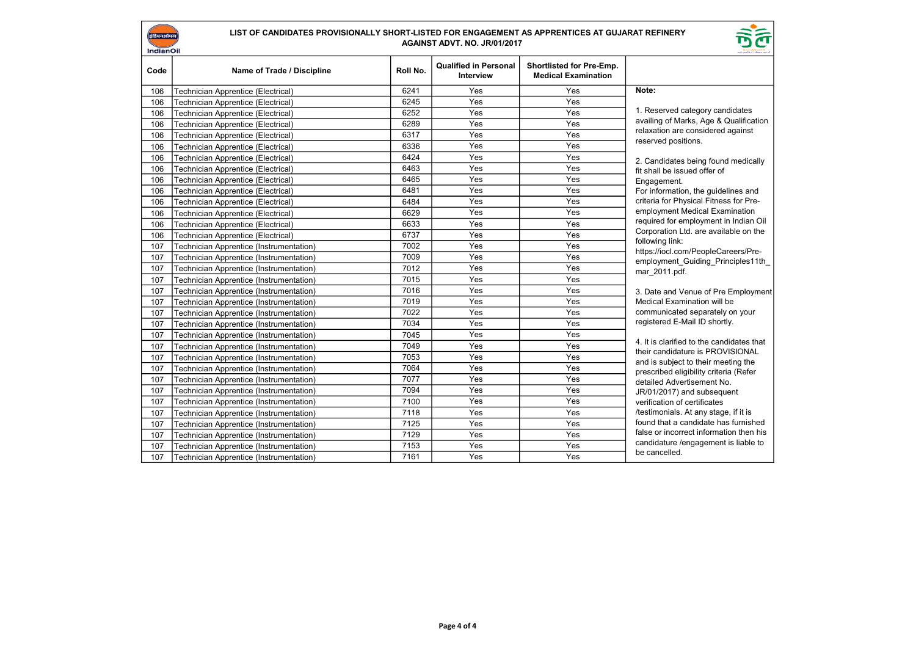# LIST OF CANDIDATES PROVISIONALLY SHORT-LISTED FOR ENGAGEMENT AS APPRENTICES AT GUJARAT REFINERY AGAINST ADVT. NO. JR/01/2017

| Code | Name of Trade / Discipline | Roll No. | Qualified in Personal Interview | Shortlisted for Pre-Emp. Medical Examination |
|---|---|---|---|---|
| 106 | Technician Apprentice (Electrical) | 6241 | Yes | Yes |
| 106 | Technician Apprentice (Electrical) | 6245 | Yes | Yes |
| 106 | Technician Apprentice (Electrical) | 6252 | Yes | Yes |
| 106 | Technician Apprentice (Electrical) | 6289 | Yes | Yes |
| 106 | Technician Apprentice (Electrical) | 6317 | Yes | Yes |
| 106 | Technician Apprentice (Electrical) | 6336 | Yes | Yes |
| 106 | Technician Apprentice (Electrical) | 6424 | Yes | Yes |
| 106 | Technician Apprentice (Electrical) | 6463 | Yes | Yes |
| 106 | Technician Apprentice (Electrical) | 6465 | Yes | Yes |
| 106 | Technician Apprentice (Electrical) | 6481 | Yes | Yes |
| 106 | Technician Apprentice (Electrical) | 6484 | Yes | Yes |
| 106 | Technician Apprentice (Electrical) | 6629 | Yes | Yes |
| 106 | Technician Apprentice (Electrical) | 6633 | Yes | Yes |
| 106 | Technician Apprentice (Electrical) | 6737 | Yes | Yes |
| 107 | Technician Apprentice (Instrumentation) | 7002 | Yes | Yes |
| 107 | Technician Apprentice (Instrumentation) | 7009 | Yes | Yes |
| 107 | Technician Apprentice (Instrumentation) | 7012 | Yes | Yes |
| 107 | Technician Apprentice (Instrumentation) | 7015 | Yes | Yes |
| 107 | Technician Apprentice (Instrumentation) | 7016 | Yes | Yes |
| 107 | Technician Apprentice (Instrumentation) | 7019 | Yes | Yes |
| 107 | Technician Apprentice (Instrumentation) | 7022 | Yes | Yes |
| 107 | Technician Apprentice (Instrumentation) | 7034 | Yes | Yes |
| 107 | Technician Apprentice (Instrumentation) | 7045 | Yes | Yes |
| 107 | Technician Apprentice (Instrumentation) | 7049 | Yes | Yes |
| 107 | Technician Apprentice (Instrumentation) | 7053 | Yes | Yes |
| 107 | Technician Apprentice (Instrumentation) | 7064 | Yes | Yes |
| 107 | Technician Apprentice (Instrumentation) | 7077 | Yes | Yes |
| 107 | Technician Apprentice (Instrumentation) | 7094 | Yes | Yes |
| 107 | Technician Apprentice (Instrumentation) | 7100 | Yes | Yes |
| 107 | Technician Apprentice (Instrumentation) | 7118 | Yes | Yes |
| 107 | Technician Apprentice (Instrumentation) | 7125 | Yes | Yes |
| 107 | Technician Apprentice (Instrumentation) | 7129 | Yes | Yes |
| 107 | Technician Apprentice (Instrumentation) | 7153 | Yes | Yes |
| 107 | Technician Apprentice (Instrumentation) | 7161 | Yes | Yes |

**Note:**

1. Reserved category candidates availing of Marks, Age & Qualification relaxation are considered against reserved positions.

2. Candidates being found medically fit shall be issued offer of Engagement.
For information, the guidelines and criteria for Physical Fitness for Pre-employment Medical Examination required for employment in Indian Oil Corporation Ltd. are available on the following link:
https://iocl.com/PeopleCareers/Pre-employment_Guiding_Principles11th_mar_2011.pdf.

3. Date and Venue of Pre Employment Medical Examination will be communicated separately on your registered E-Mail ID shortly.

4. It is clarified to the candidates that their candidature is PROVISIONAL and is subject to their meeting the prescribed eligibility criteria (Refer detailed Advertisement No. JR/01/2017) and subsequent verification of certificates /testimonials. At any stage, if it is found that a candidate has furnished false or incorrect information then his candidature /engagement is liable to be cancelled.